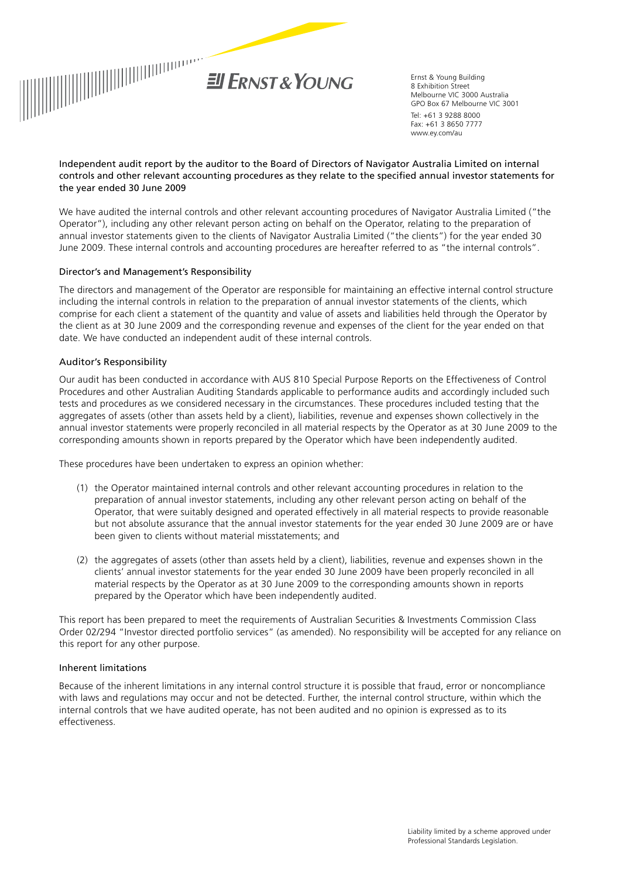ERNST & YOUNG

Ernst & Young Building
8 Exhibition Street
Melbourne VIC 3000 Australia
GPO Box 67 Melbourne VIC 3001

Tel: +61 3 9288 8000
Fax: +61 3 8650 7777
www.ey.com/au

## Independent audit report by the auditor to the Board of Directors of Navigator Australia Limited on internal controls and other relevant accounting procedures as they relate to the specified annual investor statements for the year ended 30 June 2009

We have audited the internal controls and other relevant accounting procedures of Navigator Australia Limited ("the Operator"), including any other relevant person acting on behalf on the Operator, relating to the preparation of annual investor statements given to the clients of Navigator Australia Limited ("the clients") for the year ended 30 June 2009. These internal controls and accounting procedures are hereafter referred to as "the internal controls".

### Director's and Management's Responsibility

The directors and management of the Operator are responsible for maintaining an effective internal control structure including the internal controls in relation to the preparation of annual investor statements of the clients, which comprise for each client a statement of the quantity and value of assets and liabilities held through the Operator by the client as at 30 June 2009 and the corresponding revenue and expenses of the client for the year ended on that date. We have conducted an independent audit of these internal controls.

### Auditor's Responsibility

Our audit has been conducted in accordance with AUS 810 Special Purpose Reports on the Effectiveness of Control Procedures and other Australian Auditing Standards applicable to performance audits and accordingly included such tests and procedures as we considered necessary in the circumstances. These procedures included testing that the aggregates of assets (other than assets held by a client), liabilities, revenue and expenses shown collectively in the annual investor statements were properly reconciled in all material respects by the Operator as at 30 June 2009 to the corresponding amounts shown in reports prepared by the Operator which have been independently audited.

These procedures have been undertaken to express an opinion whether:

(1) the Operator maintained internal controls and other relevant accounting procedures in relation to the preparation of annual investor statements, including any other relevant person acting on behalf of the Operator, that were suitably designed and operated effectively in all material respects to provide reasonable but not absolute assurance that the annual investor statements for the year ended 30 June 2009 are or have been given to clients without material misstatements; and

(2) the aggregates of assets (other than assets held by a client), liabilities, revenue and expenses shown in the clients' annual investor statements for the year ended 30 June 2009 have been properly reconciled in all material respects by the Operator as at 30 June 2009 to the corresponding amounts shown in reports prepared by the Operator which have been independently audited.

This report has been prepared to meet the requirements of Australian Securities & Investments Commission Class Order 02/294 "Investor directed portfolio services" (as amended). No responsibility will be accepted for any reliance on this report for any other purpose.

### Inherent limitations

Because of the inherent limitations in any internal control structure it is possible that fraud, error or noncompliance with laws and regulations may occur and not be detected. Further, the internal control structure, within which the internal controls that we have audited operate, has not been audited and no opinion is expressed as to its effectiveness.

Liability limited by a scheme approved under Professional Standards Legislation.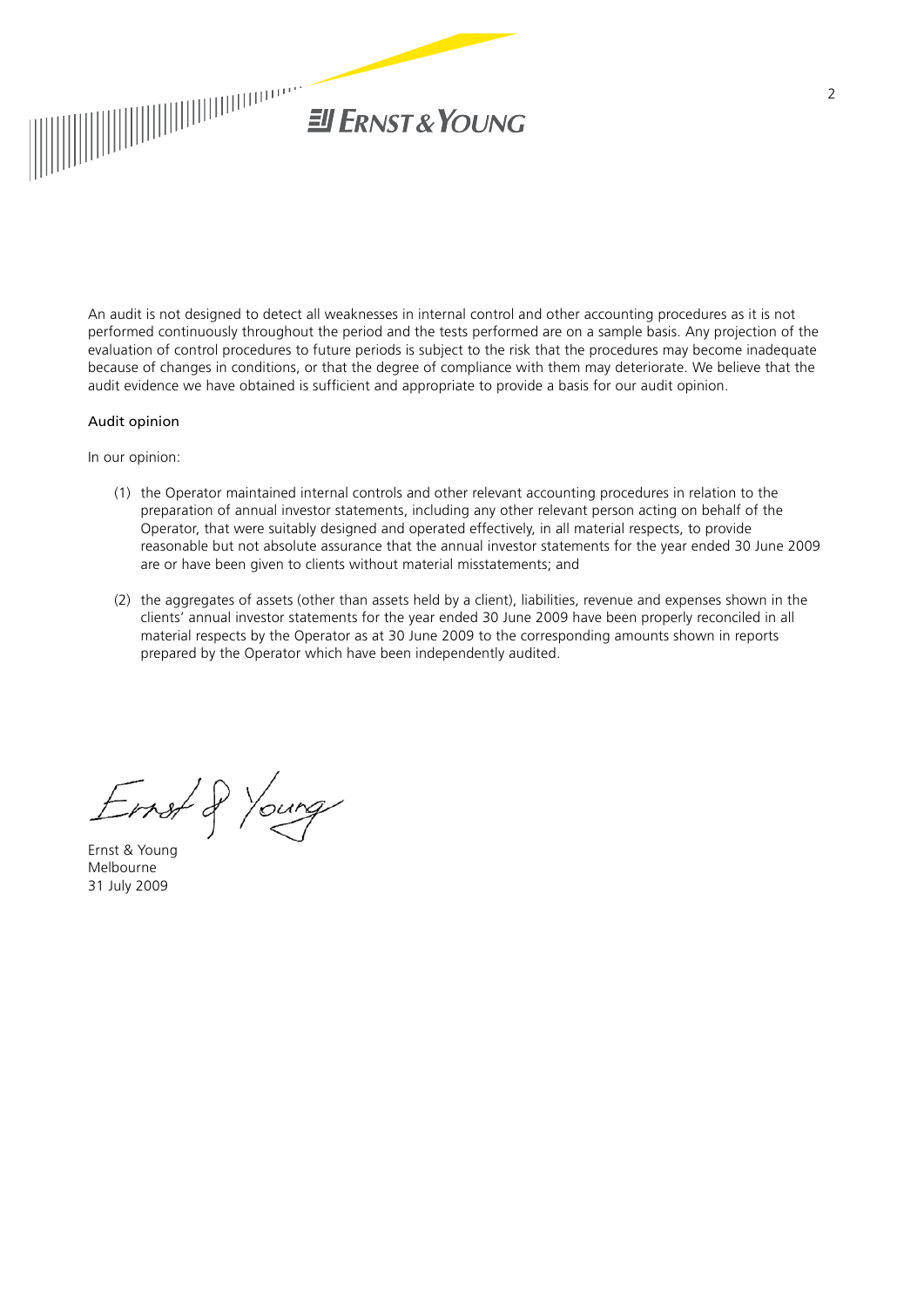An audit is not designed to detect all weaknesses in internal control and other accounting procedures as it is not performed continuously throughout the period and the tests performed are on a sample basis. Any projection of the evaluation of control procedures to future periods is subject to the risk that the procedures may become inadequate because of changes in conditions, or that the degree of compliance with them may deteriorate. We believe that the audit evidence we have obtained is sufficient and appropriate to provide a basis for our audit opinion.

## Audit opinion

In our opinion:

(1) the Operator maintained internal controls and other relevant accounting procedures in relation to the preparation of annual investor statements, including any other relevant person acting on behalf of the Operator, that were suitably designed and operated effectively, in all material respects, to provide reasonable but not absolute assurance that the annual investor statements for the year ended 30 June 2009 are or have been given to clients without material misstatements; and

(2) the aggregates of assets (other than assets held by a client), liabilities, revenue and expenses shown in the clients' annual investor statements for the year ended 30 June 2009 have been properly reconciled in all material respects by the Operator as at 30 June 2009 to the corresponding amounts shown in reports prepared by the Operator which have been independently audited.

Ernst & Young

Ernst & Young
Melbourne
31 July 2009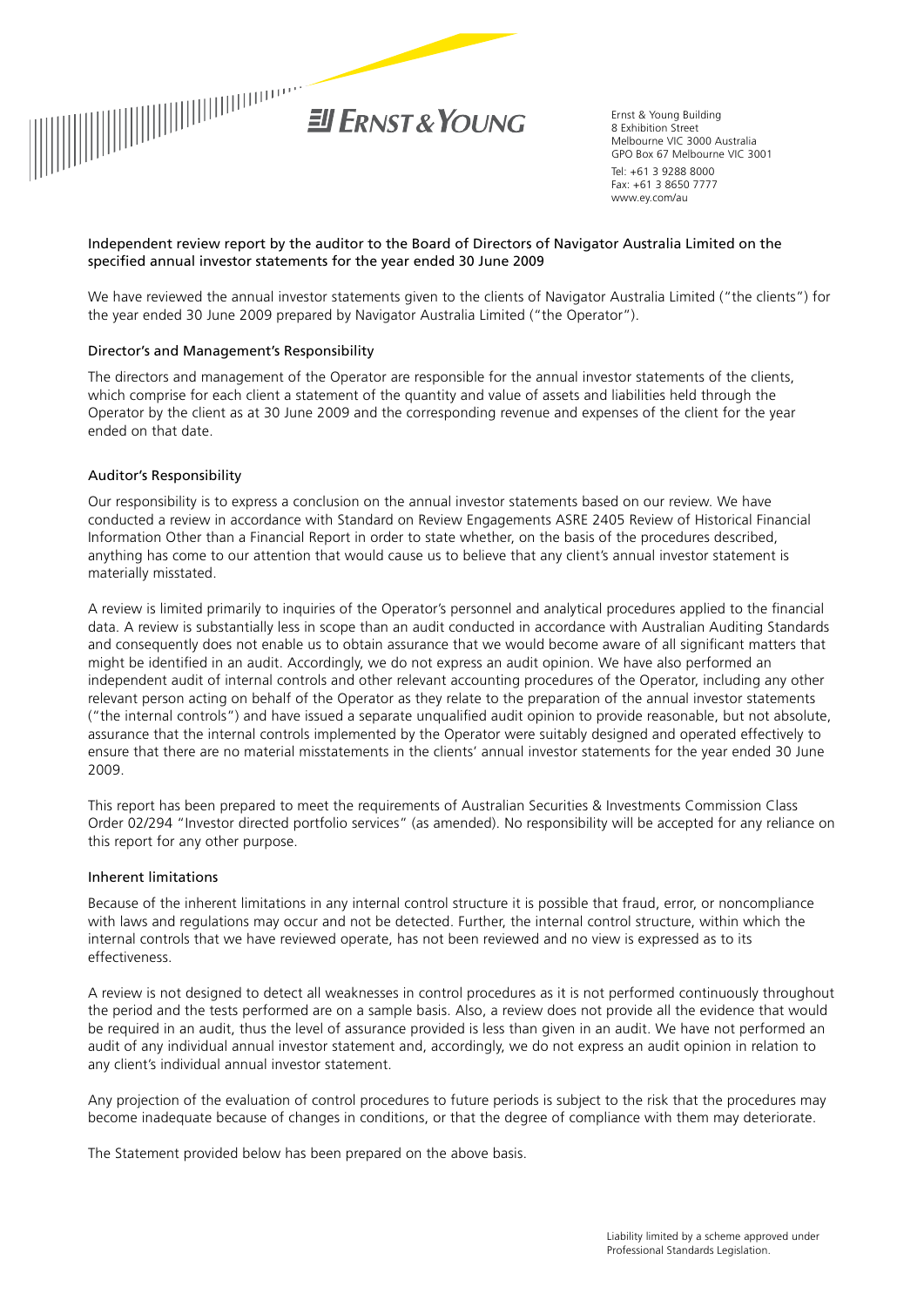Ernst & Young Building
8 Exhibition Street
Melbourne VIC 3000 Australia
GPO Box 67 Melbourne VIC 3001

Tel: +61 3 9288 8000
Fax: +61 3 8650 7777
www.ey.com/au

## Independent review report by the auditor to the Board of Directors of Navigator Australia Limited on the specified annual investor statements for the year ended 30 June 2009

We have reviewed the annual investor statements given to the clients of Navigator Australia Limited ("the clients") for the year ended 30 June 2009 prepared by Navigator Australia Limited ("the Operator").

### Director's and Management's Responsibility

The directors and management of the Operator are responsible for the annual investor statements of the clients, which comprise for each client a statement of the quantity and value of assets and liabilities held through the Operator by the client as at 30 June 2009 and the corresponding revenue and expenses of the client for the year ended on that date.

### Auditor's Responsibility

Our responsibility is to express a conclusion on the annual investor statements based on our review. We have conducted a review in accordance with Standard on Review Engagements ASRE 2405 Review of Historical Financial Information Other than a Financial Report in order to state whether, on the basis of the procedures described, anything has come to our attention that would cause us to believe that any client's annual investor statement is materially misstated.

A review is limited primarily to inquiries of the Operator's personnel and analytical procedures applied to the financial data. A review is substantially less in scope than an audit conducted in accordance with Australian Auditing Standards and consequently does not enable us to obtain assurance that we would become aware of all significant matters that might be identified in an audit. Accordingly, we do not express an audit opinion. We have also performed an independent audit of internal controls and other relevant accounting procedures of the Operator, including any other relevant person acting on behalf of the Operator as they relate to the preparation of the annual investor statements ("the internal controls") and have issued a separate unqualified audit opinion to provide reasonable, but not absolute, assurance that the internal controls implemented by the Operator were suitably designed and operated effectively to ensure that there are no material misstatements in the clients' annual investor statements for the year ended 30 June 2009.

This report has been prepared to meet the requirements of Australian Securities & Investments Commission Class Order 02/294 "Investor directed portfolio services" (as amended). No responsibility will be accepted for any reliance on this report for any other purpose.

### Inherent limitations

Because of the inherent limitations in any internal control structure it is possible that fraud, error, or noncompliance with laws and regulations may occur and not be detected. Further, the internal control structure, within which the internal controls that we have reviewed operate, has not been reviewed and no view is expressed as to its effectiveness.

A review is not designed to detect all weaknesses in control procedures as it is not performed continuously throughout the period and the tests performed are on a sample basis. Also, a review does not provide all the evidence that would be required in an audit, thus the level of assurance provided is less than given in an audit. We have not performed an audit of any individual annual investor statement and, accordingly, we do not express an audit opinion in relation to any client's individual annual investor statement.

Any projection of the evaluation of control procedures to future periods is subject to the risk that the procedures may become inadequate because of changes in conditions, or that the degree of compliance with them may deteriorate.

The Statement provided below has been prepared on the above basis.

Liability limited by a scheme approved under Professional Standards Legislation.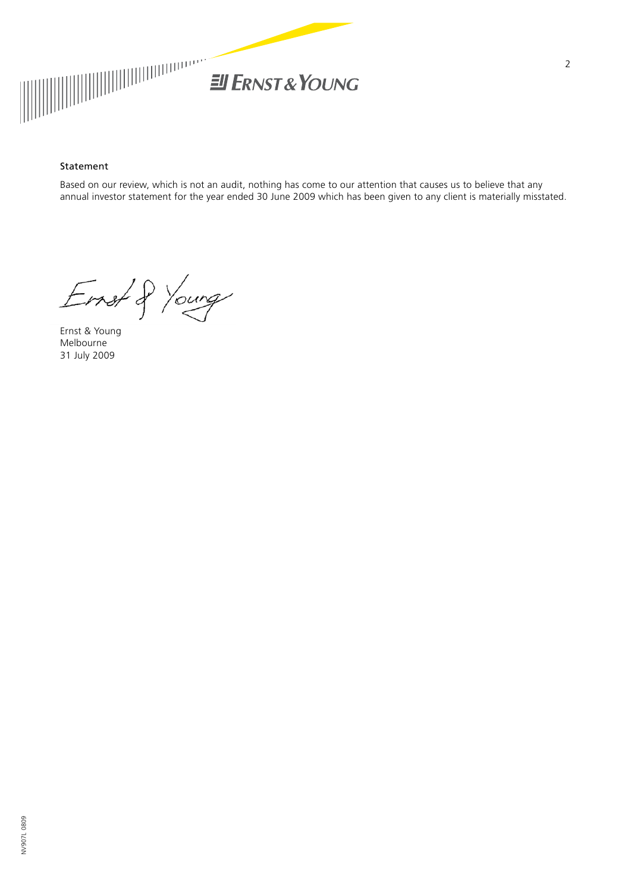Statement

Based on our review, which is not an audit, nothing has come to our attention that causes us to believe that any annual investor statement for the year ended 30 June 2009 which has been given to any client is materially misstated.

Ernst & Young

Ernst & Young
Melbourne
31 July 2009

NV907L 0809